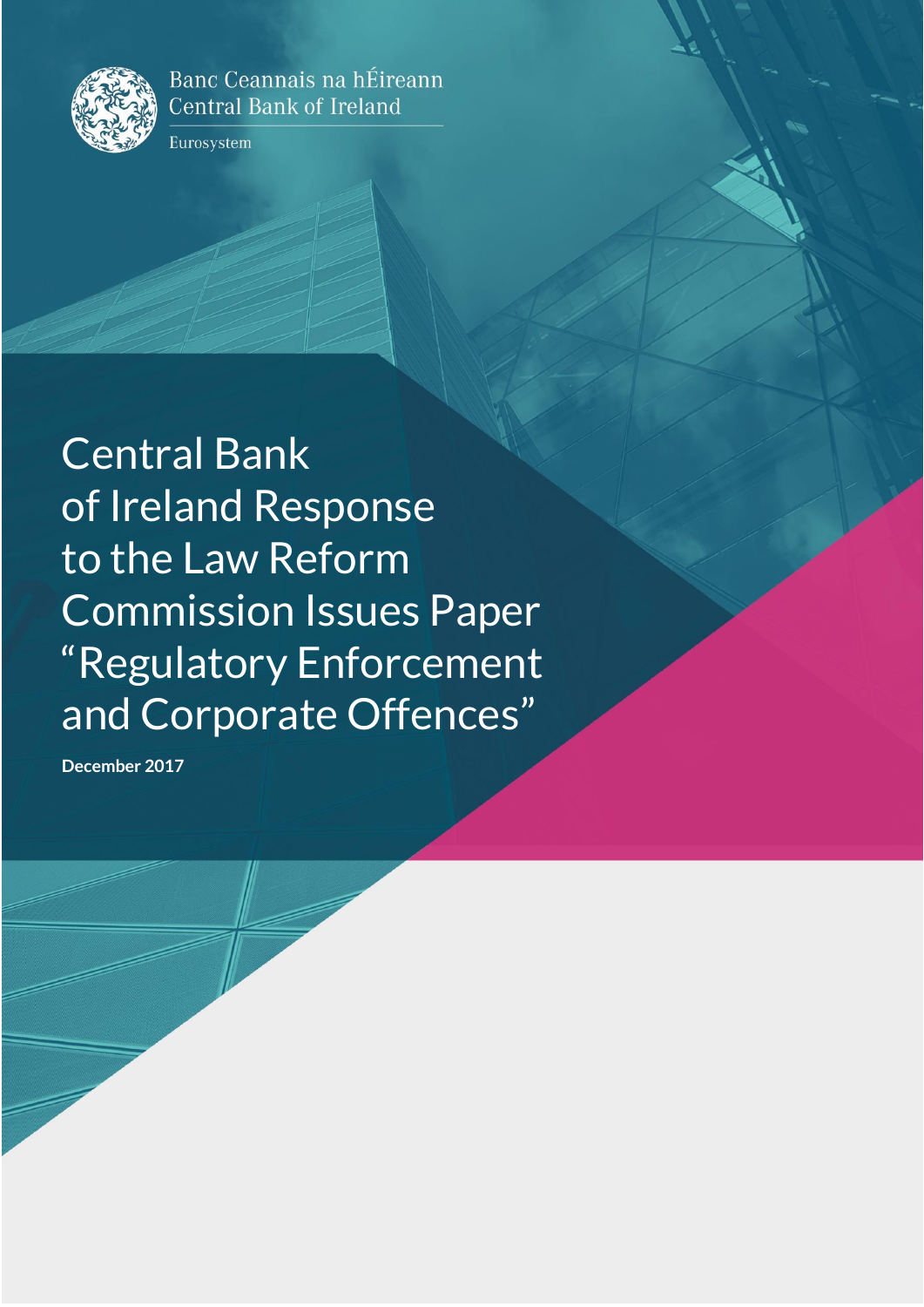Banc Ceannais na hÉireann
Central Bank of Ireland

Eurosystem

# Central Bank of Ireland Response to the Law Reform Commission Issues Paper "Regulatory Enforcement and Corporate Offences"

**December 2017**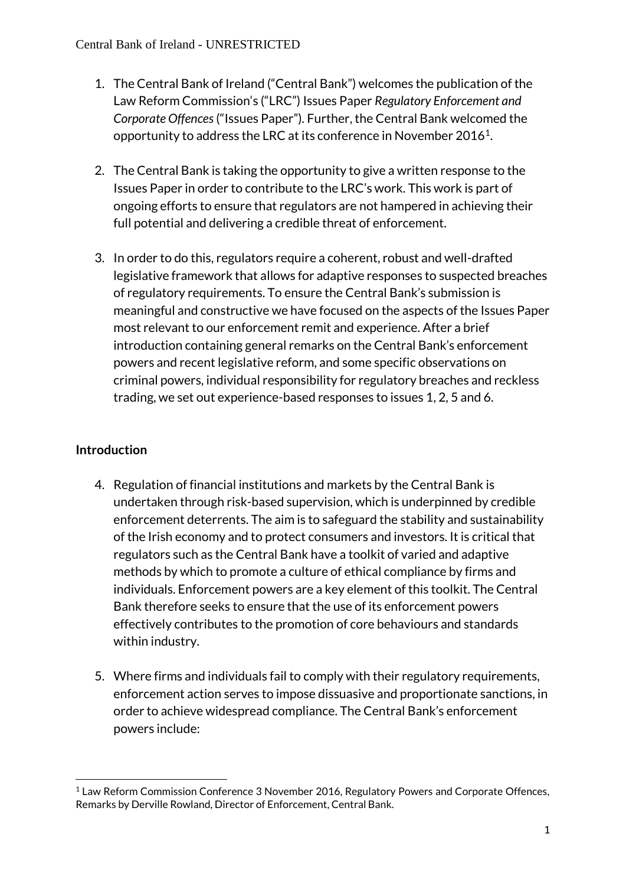1. The Central Bank of Ireland ("Central Bank") welcomes the publication of the Law Reform Commission's ("LRC") Issues Paper *Regulatory Enforcement and Corporate Offences* ("Issues Paper"). Further, the Central Bank welcomed the opportunity to address the LRC at its conference in November 2016[1].

2. The Central Bank is taking the opportunity to give a written response to the Issues Paper in order to contribute to the LRC's work. This work is part of ongoing efforts to ensure that regulators are not hampered in achieving their full potential and delivering a credible threat of enforcement.

3. In order to do this, regulators require a coherent, robust and well-drafted legislative framework that allows for adaptive responses to suspected breaches of regulatory requirements. To ensure the Central Bank's submission is meaningful and constructive we have focused on the aspects of the Issues Paper most relevant to our enforcement remit and experience. After a brief introduction containing general remarks on the Central Bank's enforcement powers and recent legislative reform, and some specific observations on criminal powers, individual responsibility for regulatory breaches and reckless trading, we set out experience-based responses to issues 1, 2, 5 and 6.

**Introduction**

4. Regulation of financial institutions and markets by the Central Bank is undertaken through risk-based supervision, which is underpinned by credible enforcement deterrents. The aim is to safeguard the stability and sustainability of the Irish economy and to protect consumers and investors. It is critical that regulators such as the Central Bank have a toolkit of varied and adaptive methods by which to promote a culture of ethical compliance by firms and individuals. Enforcement powers are a key element of this toolkit. The Central Bank therefore seeks to ensure that the use of its enforcement powers effectively contributes to the promotion of core behaviours and standards within industry.

5. Where firms and individuals fail to comply with their regulatory requirements, enforcement action serves to impose dissuasive and proportionate sanctions, in order to achieve widespread compliance. The Central Bank's enforcement powers include:

[1] Law Reform Commission Conference 3 November 2016, Regulatory Powers and Corporate Offences, Remarks by Derville Rowland, Director of Enforcement, Central Bank.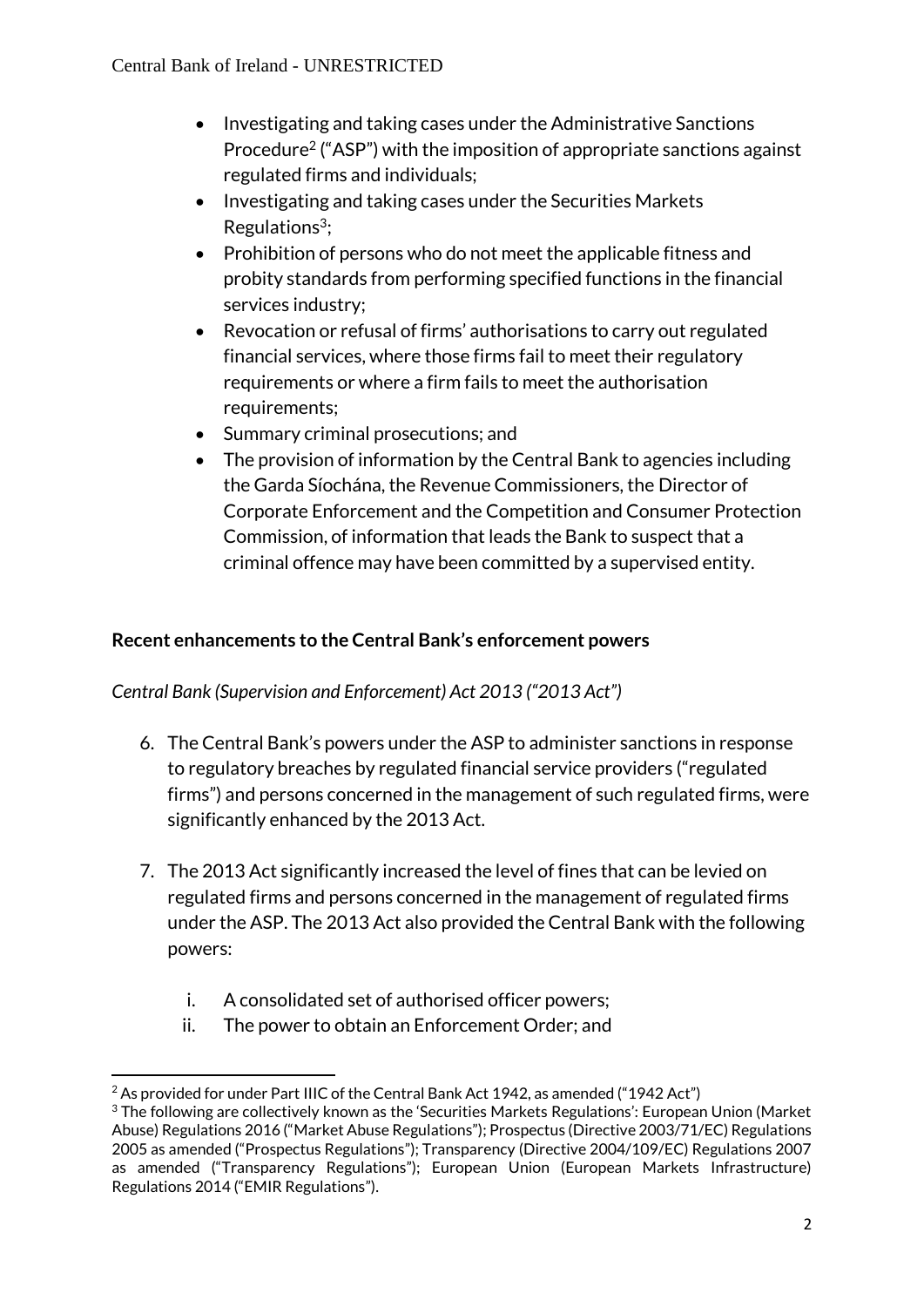- Investigating and taking cases under the Administrative Sanctions Procedure[2] ("ASP") with the imposition of appropriate sanctions against regulated firms and individuals;
- Investigating and taking cases under the Securities Markets Regulations[3];
- Prohibition of persons who do not meet the applicable fitness and probity standards from performing specified functions in the financial services industry;
- Revocation or refusal of firms' authorisations to carry out regulated financial services, where those firms fail to meet their regulatory requirements or where a firm fails to meet the authorisation requirements;
- Summary criminal prosecutions; and
- The provision of information by the Central Bank to agencies including the Garda Síochána, the Revenue Commissioners, the Director of Corporate Enforcement and the Competition and Consumer Protection Commission, of information that leads the Bank to suspect that a criminal offence may have been committed by a supervised entity.

**Recent enhancements to the Central Bank's enforcement powers**

*Central Bank (Supervision and Enforcement) Act 2013 ("2013 Act")*

6. The Central Bank's powers under the ASP to administer sanctions in response to regulatory breaches by regulated financial service providers ("regulated firms") and persons concerned in the management of such regulated firms, were significantly enhanced by the 2013 Act.

7. The 2013 Act significantly increased the level of fines that can be levied on regulated firms and persons concerned in the management of regulated firms under the ASP. The 2013 Act also provided the Central Bank with the following powers:

    i. A consolidated set of authorised officer powers;
    ii. The power to obtain an Enforcement Order; and

---

[2] As provided for under Part IIIC of the Central Bank Act 1942, as amended ("1942 Act")

[3] The following are collectively known as the 'Securities Markets Regulations': European Union (Market Abuse) Regulations 2016 ("Market Abuse Regulations"); Prospectus (Directive 2003/71/EC) Regulations 2005 as amended ("Prospectus Regulations"); Transparency (Directive 2004/109/EC) Regulations 2007 as amended ("Transparency Regulations"); European Union (European Markets Infrastructure) Regulations 2014 ("EMIR Regulations").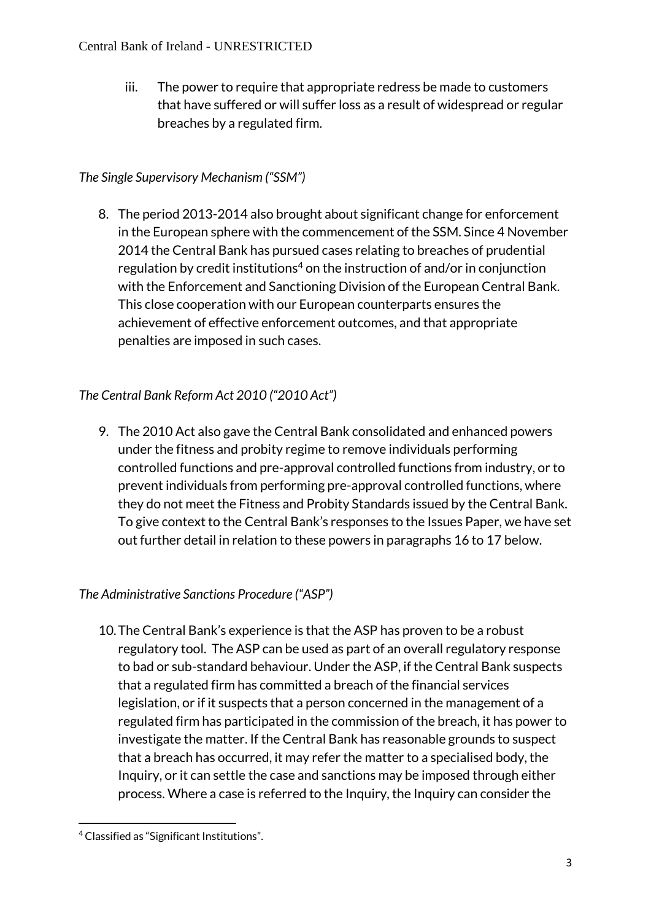iii. The power to require that appropriate redress be made to customers that have suffered or will suffer loss as a result of widespread or regular breaches by a regulated firm.

*The Single Supervisory Mechanism ("SSM")*

8. The period 2013-2014 also brought about significant change for enforcement in the European sphere with the commencement of the SSM. Since 4 November 2014 the Central Bank has pursued cases relating to breaches of prudential regulation by credit institutions[4] on the instruction of and/or in conjunction with the Enforcement and Sanctioning Division of the European Central Bank. This close cooperation with our European counterparts ensures the achievement of effective enforcement outcomes, and that appropriate penalties are imposed in such cases.

*The Central Bank Reform Act 2010 ("2010 Act")*

9. The 2010 Act also gave the Central Bank consolidated and enhanced powers under the fitness and probity regime to remove individuals performing controlled functions and pre-approval controlled functions from industry, or to prevent individuals from performing pre-approval controlled functions, where they do not meet the Fitness and Probity Standards issued by the Central Bank. To give context to the Central Bank's responses to the Issues Paper, we have set out further detail in relation to these powers in paragraphs 16 to 17 below.

*The Administrative Sanctions Procedure ("ASP")*

10. The Central Bank's experience is that the ASP has proven to be a robust regulatory tool. The ASP can be used as part of an overall regulatory response to bad or sub-standard behaviour. Under the ASP, if the Central Bank suspects that a regulated firm has committed a breach of the financial services legislation, or if it suspects that a person concerned in the management of a regulated firm has participated in the commission of the breach, it has power to investigate the matter. If the Central Bank has reasonable grounds to suspect that a breach has occurred, it may refer the matter to a specialised body, the Inquiry, or it can settle the case and sanctions may be imposed through either process. Where a case is referred to the Inquiry, the Inquiry can consider the

[4] Classified as "Significant Institutions".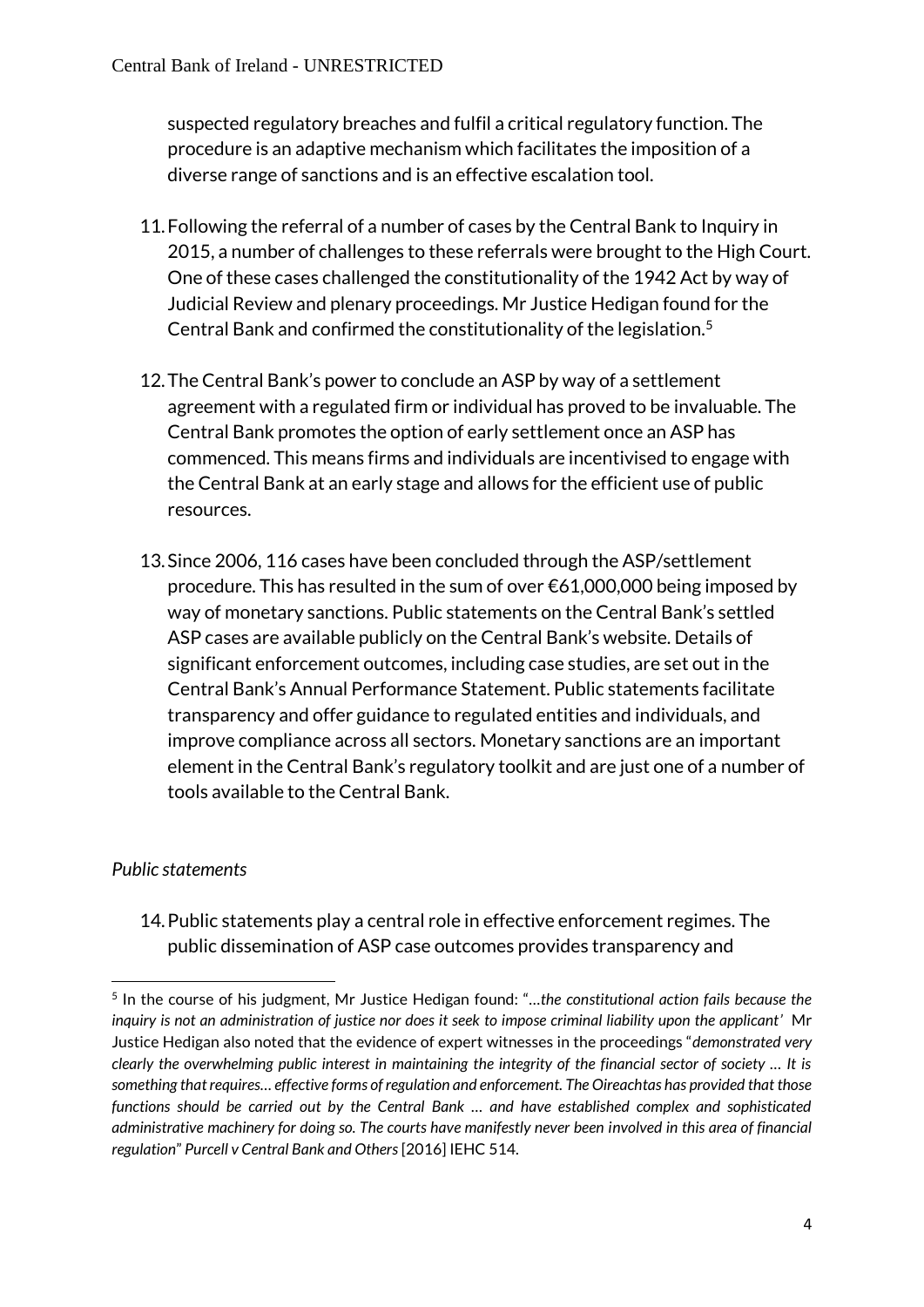suspected regulatory breaches and fulfil a critical regulatory function. The procedure is an adaptive mechanism which facilitates the imposition of a diverse range of sanctions and is an effective escalation tool.

11. Following the referral of a number of cases by the Central Bank to Inquiry in 2015, a number of challenges to these referrals were brought to the High Court. One of these cases challenged the constitutionality of the 1942 Act by way of Judicial Review and plenary proceedings. Mr Justice Hedigan found for the Central Bank and confirmed the constitutionality of the legislation.[5]

12. The Central Bank's power to conclude an ASP by way of a settlement agreement with a regulated firm or individual has proved to be invaluable. The Central Bank promotes the option of early settlement once an ASP has commenced. This means firms and individuals are incentivised to engage with the Central Bank at an early stage and allows for the efficient use of public resources.

13. Since 2006, 116 cases have been concluded through the ASP/settlement procedure. This has resulted in the sum of over €61,000,000 being imposed by way of monetary sanctions. Public statements on the Central Bank's settled ASP cases are available publicly on the Central Bank's website. Details of significant enforcement outcomes, including case studies, are set out in the Central Bank's Annual Performance Statement. Public statements facilitate transparency and offer guidance to regulated entities and individuals, and improve compliance across all sectors. Monetary sanctions are an important element in the Central Bank's regulatory toolkit and are just one of a number of tools available to the Central Bank.

*Public statements*

14. Public statements play a central role in effective enforcement regimes. The public dissemination of ASP case outcomes provides transparency and

[5] In the course of his judgment, Mr Justice Hedigan found: "…*the constitutional action fails because the inquiry is not an administration of justice nor does it seek to impose criminal liability upon the applicant'* Mr Justice Hedigan also noted that the evidence of expert witnesses in the proceedings "*demonstrated very clearly the overwhelming public interest in maintaining the integrity of the financial sector of society … It is something that requires… effective forms of regulation and enforcement. The Oireachtas has provided that those functions should be carried out by the Central Bank … and have established complex and sophisticated administrative machinery for doing so. The courts have manifestly never been involved in this area of financial regulation" Purcell v Central Bank and Others* [2016] IEHC 514.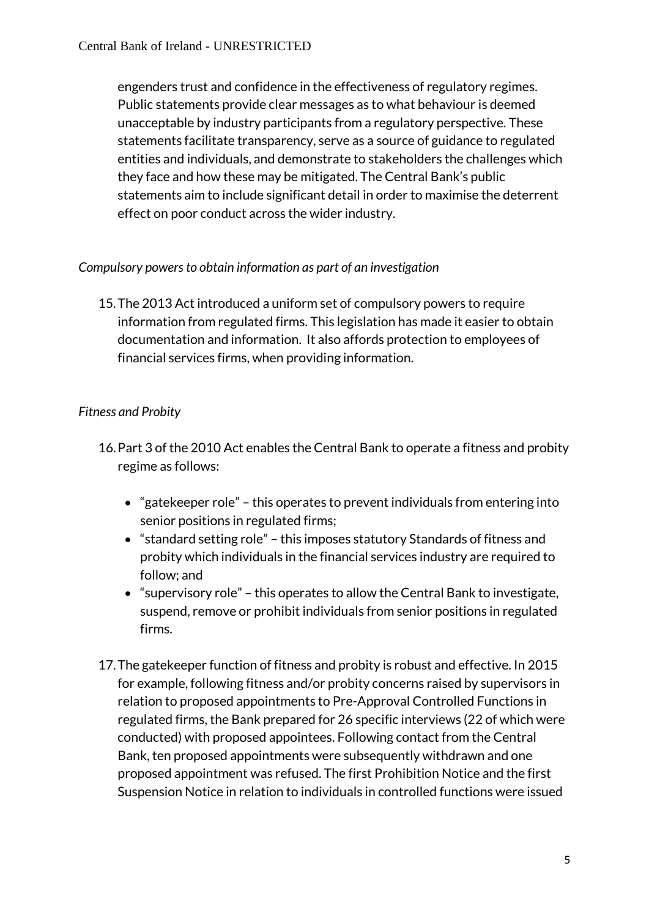engenders trust and confidence in the effectiveness of regulatory regimes. Public statements provide clear messages as to what behaviour is deemed unacceptable by industry participants from a regulatory perspective. These statements facilitate transparency, serve as a source of guidance to regulated entities and individuals, and demonstrate to stakeholders the challenges which they face and how these may be mitigated. The Central Bank's public statements aim to include significant detail in order to maximise the deterrent effect on poor conduct across the wider industry.

*Compulsory powers to obtain information as part of an investigation*

15. The 2013 Act introduced a uniform set of compulsory powers to require information from regulated firms. This legislation has made it easier to obtain documentation and information. It also affords protection to employees of financial services firms, when providing information.

*Fitness and Probity*

16. Part 3 of the 2010 Act enables the Central Bank to operate a fitness and probity regime as follows:

    - "gatekeeper role" – this operates to prevent individuals from entering into senior positions in regulated firms;
    - "standard setting role" – this imposes statutory Standards of fitness and probity which individuals in the financial services industry are required to follow; and
    - "supervisory role" – this operates to allow the Central Bank to investigate, suspend, remove or prohibit individuals from senior positions in regulated firms.

17. The gatekeeper function of fitness and probity is robust and effective. In 2015 for example, following fitness and/or probity concerns raised by supervisors in relation to proposed appointments to Pre-Approval Controlled Functions in regulated firms, the Bank prepared for 26 specific interviews (22 of which were conducted) with proposed appointees. Following contact from the Central Bank, ten proposed appointments were subsequently withdrawn and one proposed appointment was refused. The first Prohibition Notice and the first Suspension Notice in relation to individuals in controlled functions were issued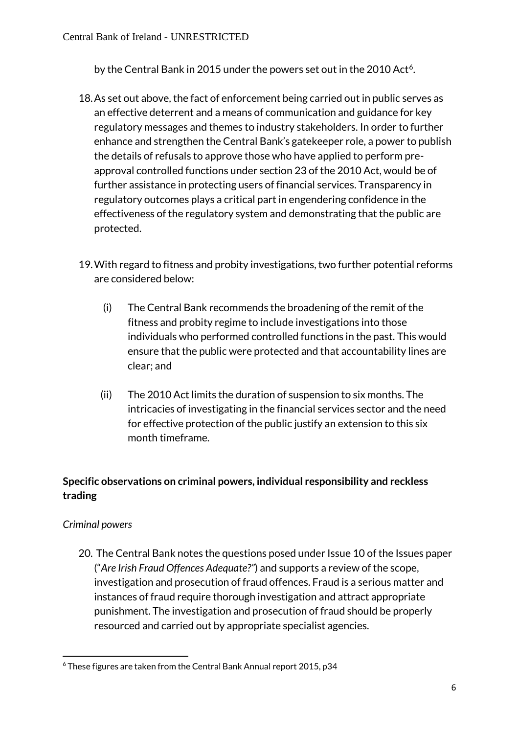by the Central Bank in 2015 under the powers set out in the 2010 Act[6].

18. As set out above, the fact of enforcement being carried out in public serves as an effective deterrent and a means of communication and guidance for key regulatory messages and themes to industry stakeholders. In order to further enhance and strengthen the Central Bank's gatekeeper role, a power to publish the details of refusals to approve those who have applied to perform pre-approval controlled functions under section 23 of the 2010 Act, would be of further assistance in protecting users of financial services. Transparency in regulatory outcomes plays a critical part in engendering confidence in the effectiveness of the regulatory system and demonstrating that the public are protected.

19. With regard to fitness and probity investigations, two further potential reforms are considered below:

    (i) The Central Bank recommends the broadening of the remit of the fitness and probity regime to include investigations into those individuals who performed controlled functions in the past. This would ensure that the public were protected and that accountability lines are clear; and

    (ii) The 2010 Act limits the duration of suspension to six months. The intricacies of investigating in the financial services sector and the need for effective protection of the public justify an extension to this six month timeframe.

**Specific observations on criminal powers, individual responsibility and reckless trading**

*Criminal powers*

20. The Central Bank notes the questions posed under Issue 10 of the Issues paper ("*Are Irish Fraud Offences Adequate?*") and supports a review of the scope, investigation and prosecution of fraud offences. Fraud is a serious matter and instances of fraud require thorough investigation and attract appropriate punishment. The investigation and prosecution of fraud should be properly resourced and carried out by appropriate specialist agencies.

[6] These figures are taken from the Central Bank Annual report 2015, p34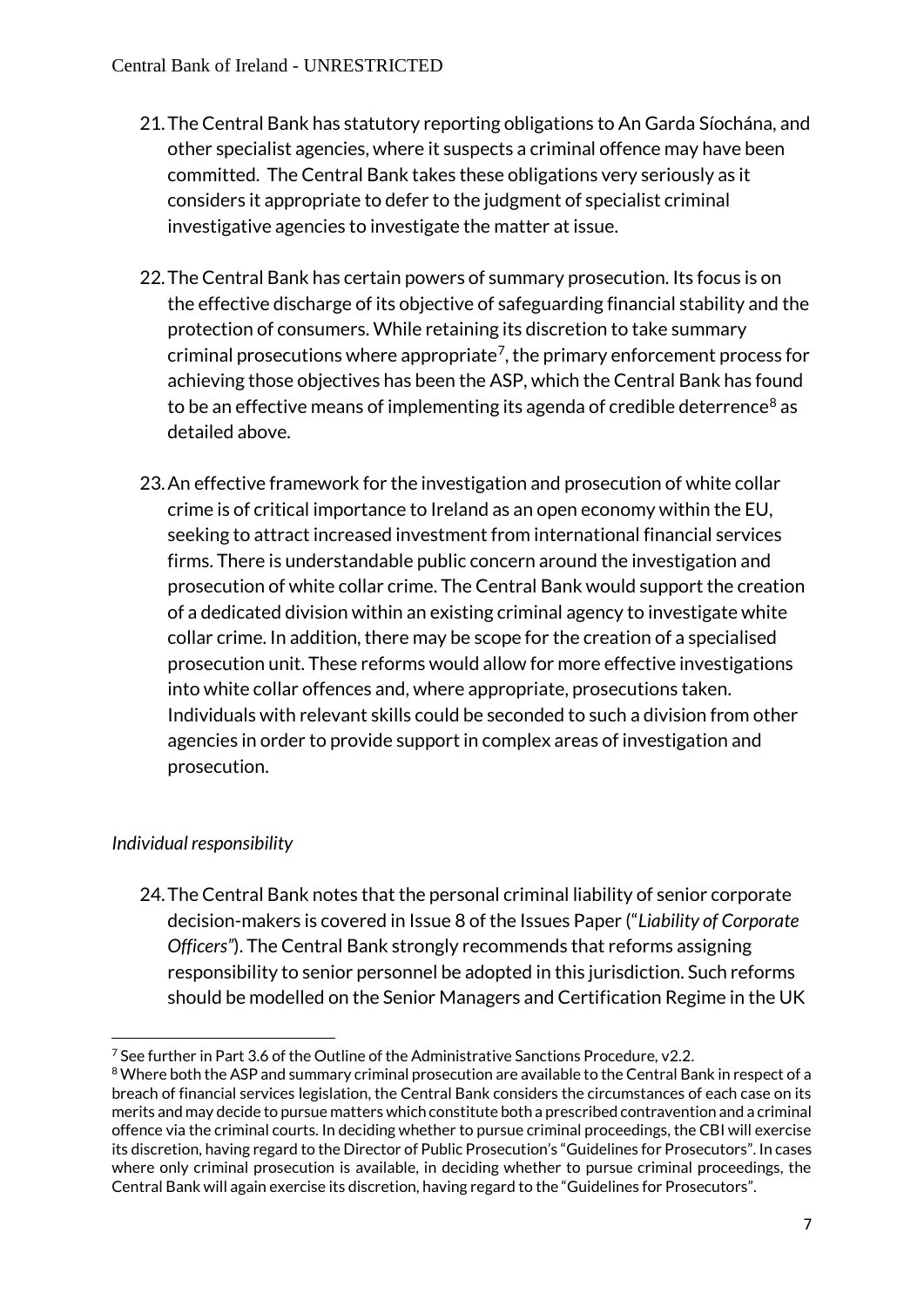21. The Central Bank has statutory reporting obligations to An Garda Síochána, and other specialist agencies, where it suspects a criminal offence may have been committed. The Central Bank takes these obligations very seriously as it considers it appropriate to defer to the judgment of specialist criminal investigative agencies to investigate the matter at issue.

22. The Central Bank has certain powers of summary prosecution. Its focus is on the effective discharge of its objective of safeguarding financial stability and the protection of consumers. While retaining its discretion to take summary criminal prosecutions where appropriate[7], the primary enforcement process for achieving those objectives has been the ASP, which the Central Bank has found to be an effective means of implementing its agenda of credible deterrence[8] as detailed above.

23. An effective framework for the investigation and prosecution of white collar crime is of critical importance to Ireland as an open economy within the EU, seeking to attract increased investment from international financial services firms. There is understandable public concern around the investigation and prosecution of white collar crime. The Central Bank would support the creation of a dedicated division within an existing criminal agency to investigate white collar crime. In addition, there may be scope for the creation of a specialised prosecution unit. These reforms would allow for more effective investigations into white collar offences and, where appropriate, prosecutions taken. Individuals with relevant skills could be seconded to such a division from other agencies in order to provide support in complex areas of investigation and prosecution.

*Individual responsibility*

24. The Central Bank notes that the personal criminal liability of senior corporate decision-makers is covered in Issue 8 of the Issues Paper ("*Liability of Corporate Officers*"). The Central Bank strongly recommends that reforms assigning responsibility to senior personnel be adopted in this jurisdiction. Such reforms should be modelled on the Senior Managers and Certification Regime in the UK

---

[7] See further in Part 3.6 of the Outline of the Administrative Sanctions Procedure, v2.2.

[8] Where both the ASP and summary criminal prosecution are available to the Central Bank in respect of a breach of financial services legislation, the Central Bank considers the circumstances of each case on its merits and may decide to pursue matters which constitute both a prescribed contravention and a criminal offence via the criminal courts. In deciding whether to pursue criminal proceedings, the CBI will exercise its discretion, having regard to the Director of Public Prosecution's "Guidelines for Prosecutors". In cases where only criminal prosecution is available, in deciding whether to pursue criminal proceedings, the Central Bank will again exercise its discretion, having regard to the "Guidelines for Prosecutors".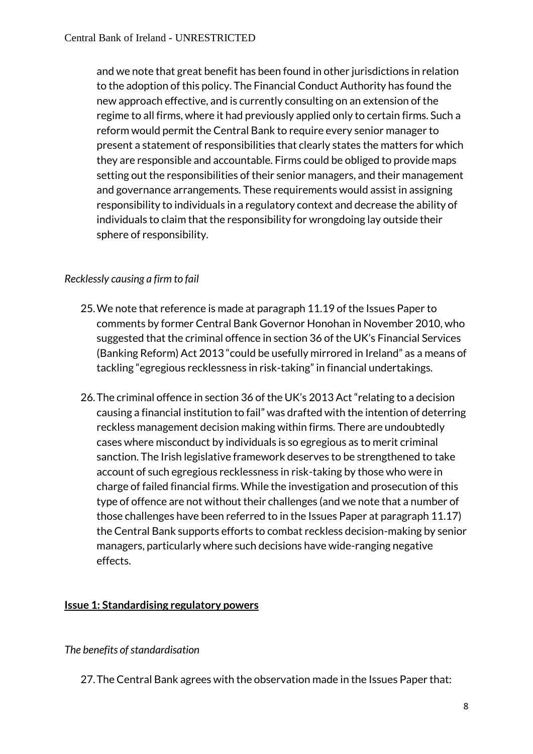and we note that great benefit has been found in other jurisdictions in relation to the adoption of this policy. The Financial Conduct Authority has found the new approach effective, and is currently consulting on an extension of the regime to all firms, where it had previously applied only to certain firms. Such a reform would permit the Central Bank to require every senior manager to present a statement of responsibilities that clearly states the matters for which they are responsible and accountable. Firms could be obliged to provide maps setting out the responsibilities of their senior managers, and their management and governance arrangements. These requirements would assist in assigning responsibility to individuals in a regulatory context and decrease the ability of individuals to claim that the responsibility for wrongdoing lay outside their sphere of responsibility.

*Recklessly causing a firm to fail*

25. We note that reference is made at paragraph 11.19 of the Issues Paper to comments by former Central Bank Governor Honohan in November 2010, who suggested that the criminal offence in section 36 of the UK's Financial Services (Banking Reform) Act 2013 "could be usefully mirrored in Ireland" as a means of tackling "egregious recklessness in risk-taking" in financial undertakings.

26. The criminal offence in section 36 of the UK's 2013 Act "relating to a decision causing a financial institution to fail" was drafted with the intention of deterring reckless management decision making within firms. There are undoubtedly cases where misconduct by individuals is so egregious as to merit criminal sanction. The Irish legislative framework deserves to be strengthened to take account of such egregious recklessness in risk-taking by those who were in charge of failed financial firms. While the investigation and prosecution of this type of offence are not without their challenges (and we note that a number of those challenges have been referred to in the Issues Paper at paragraph 11.17) the Central Bank supports efforts to combat reckless decision-making by senior managers, particularly where such decisions have wide-ranging negative effects.

## **Issue 1: Standardising regulatory powers**

*The benefits of standardisation*

27. The Central Bank agrees with the observation made in the Issues Paper that: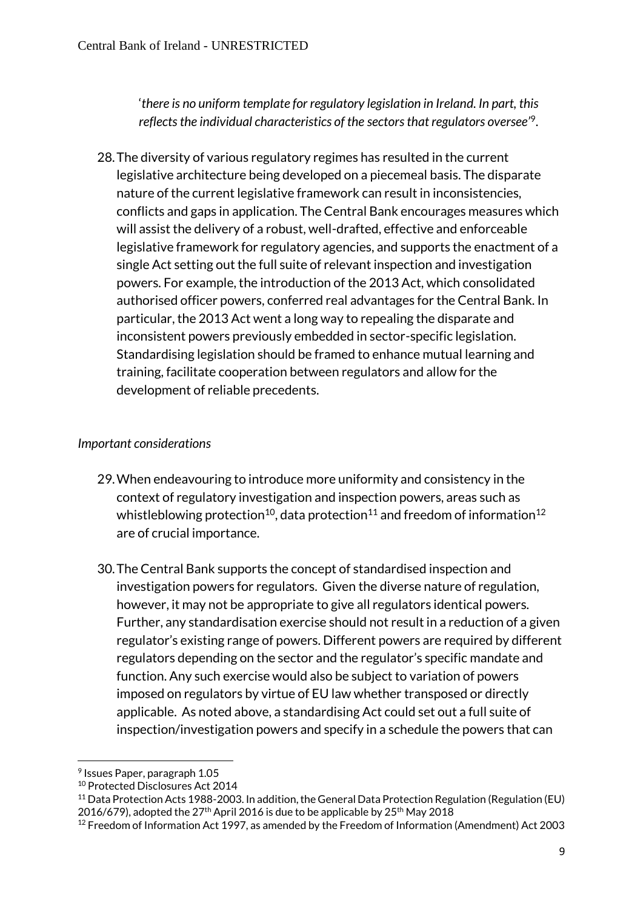'*there is no uniform template for regulatory legislation in Ireland. In part, this reflects the individual characteristics of the sectors that regulators oversee'*[9].

28. The diversity of various regulatory regimes has resulted in the current legislative architecture being developed on a piecemeal basis. The disparate nature of the current legislative framework can result in inconsistencies, conflicts and gaps in application. The Central Bank encourages measures which will assist the delivery of a robust, well-drafted, effective and enforceable legislative framework for regulatory agencies, and supports the enactment of a single Act setting out the full suite of relevant inspection and investigation powers. For example, the introduction of the 2013 Act, which consolidated authorised officer powers, conferred real advantages for the Central Bank. In particular, the 2013 Act went a long way to repealing the disparate and inconsistent powers previously embedded in sector-specific legislation. Standardising legislation should be framed to enhance mutual learning and training, facilitate cooperation between regulators and allow for the development of reliable precedents.

*Important considerations*

29. When endeavouring to introduce more uniformity and consistency in the context of regulatory investigation and inspection powers, areas such as whistleblowing protection[10], data protection[11] and freedom of information[12] are of crucial importance.

30. The Central Bank supports the concept of standardised inspection and investigation powers for regulators. Given the diverse nature of regulation, however, it may not be appropriate to give all regulators identical powers. Further, any standardisation exercise should not result in a reduction of a given regulator's existing range of powers. Different powers are required by different regulators depending on the sector and the regulator's specific mandate and function. Any such exercise would also be subject to variation of powers imposed on regulators by virtue of EU law whether transposed or directly applicable. As noted above, a standardising Act could set out a full suite of inspection/investigation powers and specify in a schedule the powers that can

---

[9] Issues Paper, paragraph 1.05

[10] Protected Disclosures Act 2014

[11] Data Protection Acts 1988-2003. In addition, the General Data Protection Regulation (Regulation (EU) 2016/679), adopted the 27th April 2016 is due to be applicable by 25th May 2018

[12] Freedom of Information Act 1997, as amended by the Freedom of Information (Amendment) Act 2003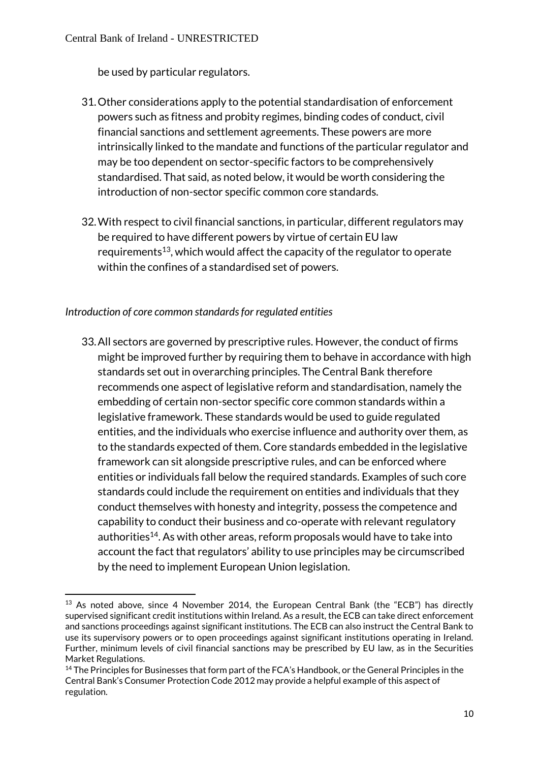be used by particular regulators.

31. Other considerations apply to the potential standardisation of enforcement powers such as fitness and probity regimes, binding codes of conduct, civil financial sanctions and settlement agreements. These powers are more intrinsically linked to the mandate and functions of the particular regulator and may be too dependent on sector-specific factors to be comprehensively standardised. That said, as noted below, it would be worth considering the introduction of non-sector specific common core standards.

32. With respect to civil financial sanctions, in particular, different regulators may be required to have different powers by virtue of certain EU law requirements[13], which would affect the capacity of the regulator to operate within the confines of a standardised set of powers.

*Introduction of core common standards for regulated entities*

33. All sectors are governed by prescriptive rules. However, the conduct of firms might be improved further by requiring them to behave in accordance with high standards set out in overarching principles. The Central Bank therefore recommends one aspect of legislative reform and standardisation, namely the embedding of certain non-sector specific core common standards within a legislative framework. These standards would be used to guide regulated entities, and the individuals who exercise influence and authority over them, as to the standards expected of them. Core standards embedded in the legislative framework can sit alongside prescriptive rules, and can be enforced where entities or individuals fall below the required standards. Examples of such core standards could include the requirement on entities and individuals that they conduct themselves with honesty and integrity, possess the competence and capability to conduct their business and co-operate with relevant regulatory authorities[14]. As with other areas, reform proposals would have to take into account the fact that regulators' ability to use principles may be circumscribed by the need to implement European Union legislation.

---

[13] As noted above, since 4 November 2014, the European Central Bank (the "ECB") has directly supervised significant credit institutions within Ireland. As a result, the ECB can take direct enforcement and sanctions proceedings against significant institutions. The ECB can also instruct the Central Bank to use its supervisory powers or to open proceedings against significant institutions operating in Ireland. Further, minimum levels of civil financial sanctions may be prescribed by EU law, as in the Securities Market Regulations.

[14] The Principles for Businesses that form part of the FCA's Handbook, or the General Principles in the Central Bank's Consumer Protection Code 2012 may provide a helpful example of this aspect of regulation.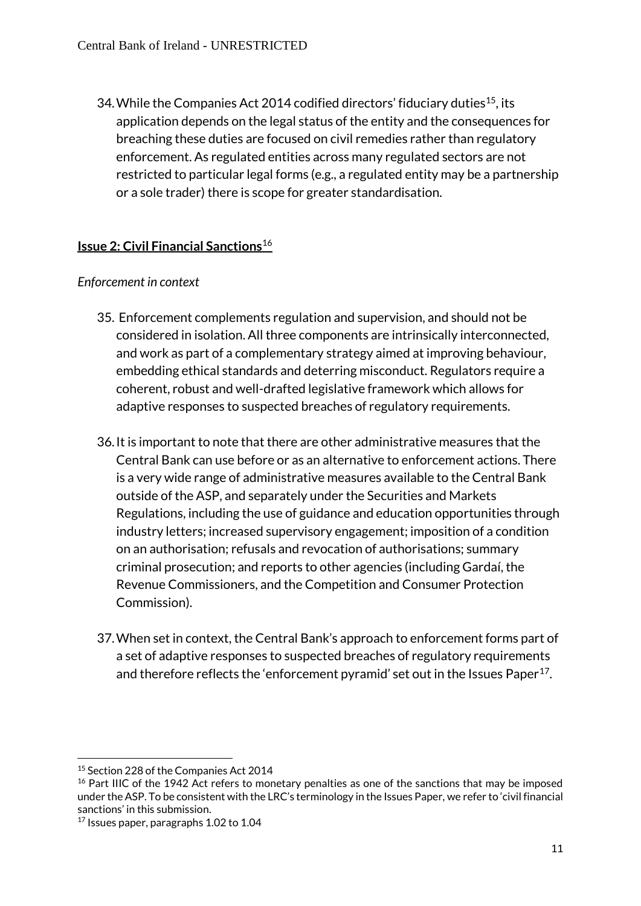34. While the Companies Act 2014 codified directors' fiduciary duties[15], its application depends on the legal status of the entity and the consequences for breaching these duties are focused on civil remedies rather than regulatory enforcement. As regulated entities across many regulated sectors are not restricted to particular legal forms (e.g., a regulated entity may be a partnership or a sole trader) there is scope for greater standardisation.

## **Issue 2: Civil Financial Sanctions**[16]

*Enforcement in context*

35. Enforcement complements regulation and supervision, and should not be considered in isolation. All three components are intrinsically interconnected, and work as part of a complementary strategy aimed at improving behaviour, embedding ethical standards and deterring misconduct. Regulators require a coherent, robust and well-drafted legislative framework which allows for adaptive responses to suspected breaches of regulatory requirements.

36. It is important to note that there are other administrative measures that the Central Bank can use before or as an alternative to enforcement actions. There is a very wide range of administrative measures available to the Central Bank outside of the ASP, and separately under the Securities and Markets Regulations, including the use of guidance and education opportunities through industry letters; increased supervisory engagement; imposition of a condition on an authorisation; refusals and revocation of authorisations; summary criminal prosecution; and reports to other agencies (including Gardaí, the Revenue Commissioners, and the Competition and Consumer Protection Commission).

37. When set in context, the Central Bank's approach to enforcement forms part of a set of adaptive responses to suspected breaches of regulatory requirements and therefore reflects the 'enforcement pyramid' set out in the Issues Paper[17].

---

[15] Section 228 of the Companies Act 2014

[16] Part IIIC of the 1942 Act refers to monetary penalties as one of the sanctions that may be imposed under the ASP. To be consistent with the LRC's terminology in the Issues Paper, we refer to 'civil financial sanctions' in this submission.

[17] Issues paper, paragraphs 1.02 to 1.04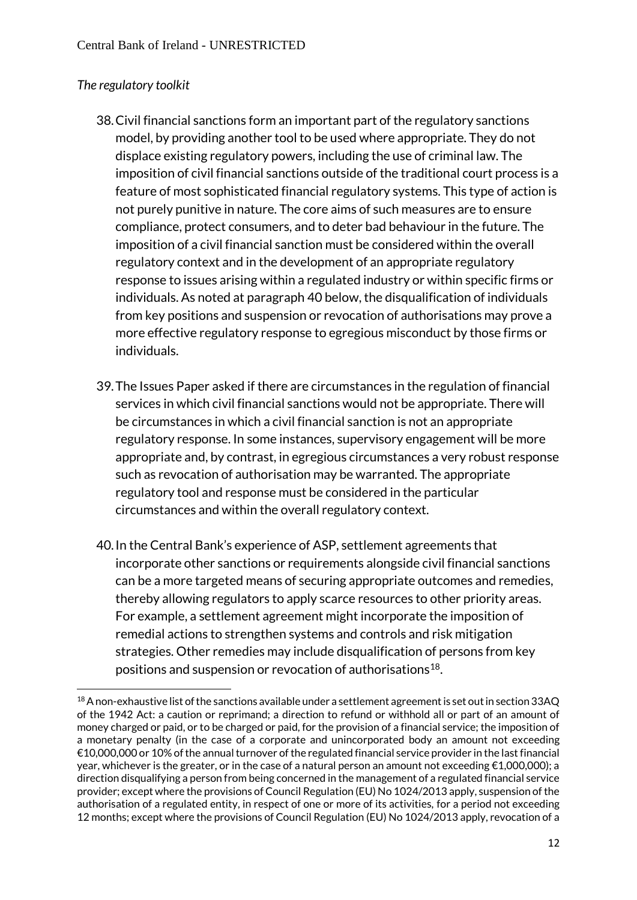*The regulatory toolkit*

38. Civil financial sanctions form an important part of the regulatory sanctions model, by providing another tool to be used where appropriate. They do not displace existing regulatory powers, including the use of criminal law. The imposition of civil financial sanctions outside of the traditional court process is a feature of most sophisticated financial regulatory systems. This type of action is not purely punitive in nature. The core aims of such measures are to ensure compliance, protect consumers, and to deter bad behaviour in the future. The imposition of a civil financial sanction must be considered within the overall regulatory context and in the development of an appropriate regulatory response to issues arising within a regulated industry or within specific firms or individuals. As noted at paragraph 40 below, the disqualification of individuals from key positions and suspension or revocation of authorisations may prove a more effective regulatory response to egregious misconduct by those firms or individuals.

39. The Issues Paper asked if there are circumstances in the regulation of financial services in which civil financial sanctions would not be appropriate. There will be circumstances in which a civil financial sanction is not an appropriate regulatory response. In some instances, supervisory engagement will be more appropriate and, by contrast, in egregious circumstances a very robust response such as revocation of authorisation may be warranted. The appropriate regulatory tool and response must be considered in the particular circumstances and within the overall regulatory context.

40. In the Central Bank's experience of ASP, settlement agreements that incorporate other sanctions or requirements alongside civil financial sanctions can be a more targeted means of securing appropriate outcomes and remedies, thereby allowing regulators to apply scarce resources to other priority areas. For example, a settlement agreement might incorporate the imposition of remedial actions to strengthen systems and controls and risk mitigation strategies. Other remedies may include disqualification of persons from key positions and suspension or revocation of authorisations[18].

---

[18] A non-exhaustive list of the sanctions available under a settlement agreement is set out in section 33AQ of the 1942 Act: a caution or reprimand; a direction to refund or withhold all or part of an amount of money charged or paid, or to be charged or paid, for the provision of a financial service; the imposition of a monetary penalty (in the case of a corporate and unincorporated body an amount not exceeding €10,000,000 or 10% of the annual turnover of the regulated financial service provider in the last financial year, whichever is the greater, or in the case of a natural person an amount not exceeding €1,000,000); a direction disqualifying a person from being concerned in the management of a regulated financial service provider; except where the provisions of Council Regulation (EU) No 1024/2013 apply, suspension of the authorisation of a regulated entity, in respect of one or more of its activities, for a period not exceeding 12 months; except where the provisions of Council Regulation (EU) No 1024/2013 apply, revocation of a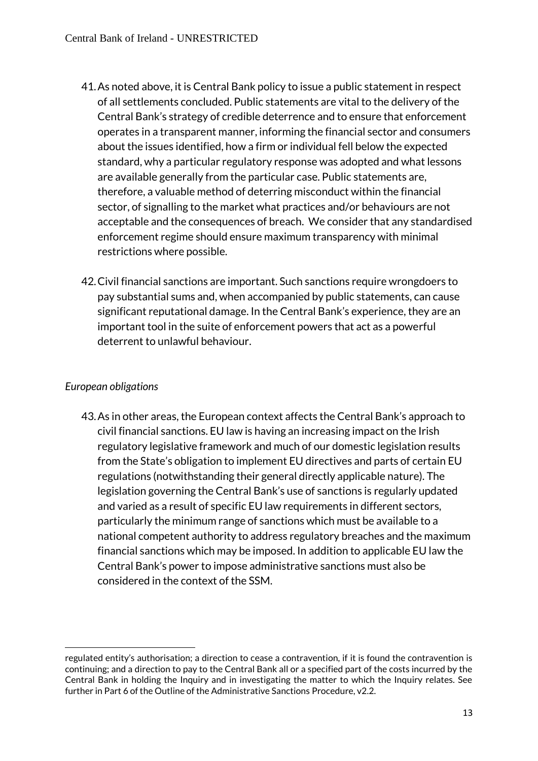41. As noted above, it is Central Bank policy to issue a public statement in respect of all settlements concluded. Public statements are vital to the delivery of the Central Bank's strategy of credible deterrence and to ensure that enforcement operates in a transparent manner, informing the financial sector and consumers about the issues identified, how a firm or individual fell below the expected standard, why a particular regulatory response was adopted and what lessons are available generally from the particular case. Public statements are, therefore, a valuable method of deterring misconduct within the financial sector, of signalling to the market what practices and/or behaviours are not acceptable and the consequences of breach. We consider that any standardised enforcement regime should ensure maximum transparency with minimal restrictions where possible.

42. Civil financial sanctions are important. Such sanctions require wrongdoers to pay substantial sums and, when accompanied by public statements, can cause significant reputational damage. In the Central Bank's experience, they are an important tool in the suite of enforcement powers that act as a powerful deterrent to unlawful behaviour.

*European obligations*

43. As in other areas, the European context affects the Central Bank's approach to civil financial sanctions. EU law is having an increasing impact on the Irish regulatory legislative framework and much of our domestic legislation results from the State's obligation to implement EU directives and parts of certain EU regulations (notwithstanding their general directly applicable nature). The legislation governing the Central Bank's use of sanctions is regularly updated and varied as a result of specific EU law requirements in different sectors, particularly the minimum range of sanctions which must be available to a national competent authority to address regulatory breaches and the maximum financial sanctions which may be imposed. In addition to applicable EU law the Central Bank's power to impose administrative sanctions must also be considered in the context of the SSM.

---

regulated entity's authorisation; a direction to cease a contravention, if it is found the contravention is continuing; and a direction to pay to the Central Bank all or a specified part of the costs incurred by the Central Bank in holding the Inquiry and in investigating the matter to which the Inquiry relates. See further in Part 6 of the Outline of the Administrative Sanctions Procedure, v2.2.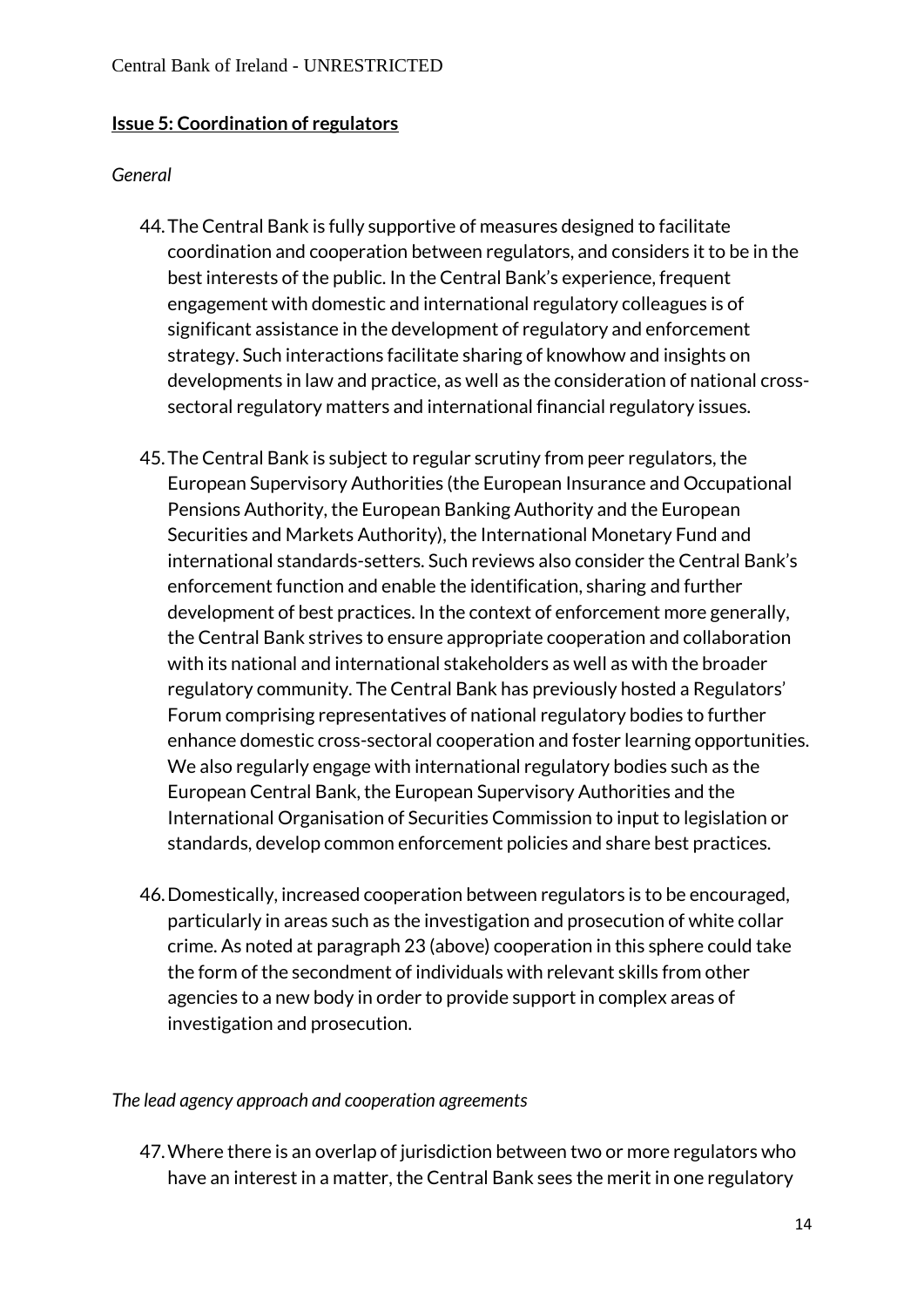## **Issue 5: Coordination of regulators**

*General*

44. The Central Bank is fully supportive of measures designed to facilitate coordination and cooperation between regulators, and considers it to be in the best interests of the public. In the Central Bank's experience, frequent engagement with domestic and international regulatory colleagues is of significant assistance in the development of regulatory and enforcement strategy. Such interactions facilitate sharing of knowhow and insights on developments in law and practice, as well as the consideration of national cross-sectoral regulatory matters and international financial regulatory issues.

45. The Central Bank is subject to regular scrutiny from peer regulators, the European Supervisory Authorities (the European Insurance and Occupational Pensions Authority, the European Banking Authority and the European Securities and Markets Authority), the International Monetary Fund and international standards-setters. Such reviews also consider the Central Bank's enforcement function and enable the identification, sharing and further development of best practices. In the context of enforcement more generally, the Central Bank strives to ensure appropriate cooperation and collaboration with its national and international stakeholders as well as with the broader regulatory community. The Central Bank has previously hosted a Regulators' Forum comprising representatives of national regulatory bodies to further enhance domestic cross-sectoral cooperation and foster learning opportunities. We also regularly engage with international regulatory bodies such as the European Central Bank, the European Supervisory Authorities and the International Organisation of Securities Commission to input to legislation or standards, develop common enforcement policies and share best practices.

46. Domestically, increased cooperation between regulators is to be encouraged, particularly in areas such as the investigation and prosecution of white collar crime. As noted at paragraph 23 (above) cooperation in this sphere could take the form of the secondment of individuals with relevant skills from other agencies to a new body in order to provide support in complex areas of investigation and prosecution.

*The lead agency approach and cooperation agreements*

47. Where there is an overlap of jurisdiction between two or more regulators who have an interest in a matter, the Central Bank sees the merit in one regulatory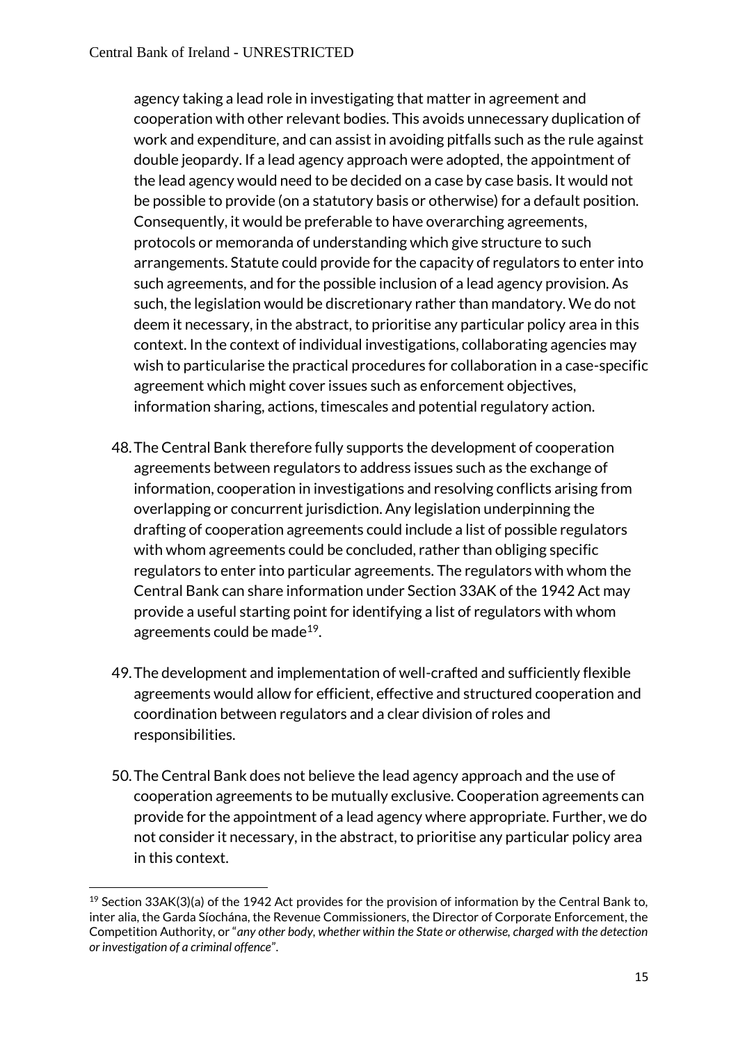agency taking a lead role in investigating that matter in agreement and cooperation with other relevant bodies. This avoids unnecessary duplication of work and expenditure, and can assist in avoiding pitfalls such as the rule against double jeopardy. If a lead agency approach were adopted, the appointment of the lead agency would need to be decided on a case by case basis. It would not be possible to provide (on a statutory basis or otherwise) for a default position. Consequently, it would be preferable to have overarching agreements, protocols or memoranda of understanding which give structure to such arrangements. Statute could provide for the capacity of regulators to enter into such agreements, and for the possible inclusion of a lead agency provision. As such, the legislation would be discretionary rather than mandatory. We do not deem it necessary, in the abstract, to prioritise any particular policy area in this context. In the context of individual investigations, collaborating agencies may wish to particularise the practical procedures for collaboration in a case-specific agreement which might cover issues such as enforcement objectives, information sharing, actions, timescales and potential regulatory action.

48. The Central Bank therefore fully supports the development of cooperation agreements between regulators to address issues such as the exchange of information, cooperation in investigations and resolving conflicts arising from overlapping or concurrent jurisdiction. Any legislation underpinning the drafting of cooperation agreements could include a list of possible regulators with whom agreements could be concluded, rather than obliging specific regulators to enter into particular agreements. The regulators with whom the Central Bank can share information under Section 33AK of the 1942 Act may provide a useful starting point for identifying a list of regulators with whom agreements could be made[19].

49. The development and implementation of well-crafted and sufficiently flexible agreements would allow for efficient, effective and structured cooperation and coordination between regulators and a clear division of roles and responsibilities.

50. The Central Bank does not believe the lead agency approach and the use of cooperation agreements to be mutually exclusive. Cooperation agreements can provide for the appointment of a lead agency where appropriate. Further, we do not consider it necessary, in the abstract, to prioritise any particular policy area in this context.

---

[19] Section 33AK(3)(a) of the 1942 Act provides for the provision of information by the Central Bank to, inter alia, the Garda Síochána, the Revenue Commissioners, the Director of Corporate Enforcement, the Competition Authority, or "*any other body, whether within the State or otherwise, charged with the detection or investigation of a criminal offence*".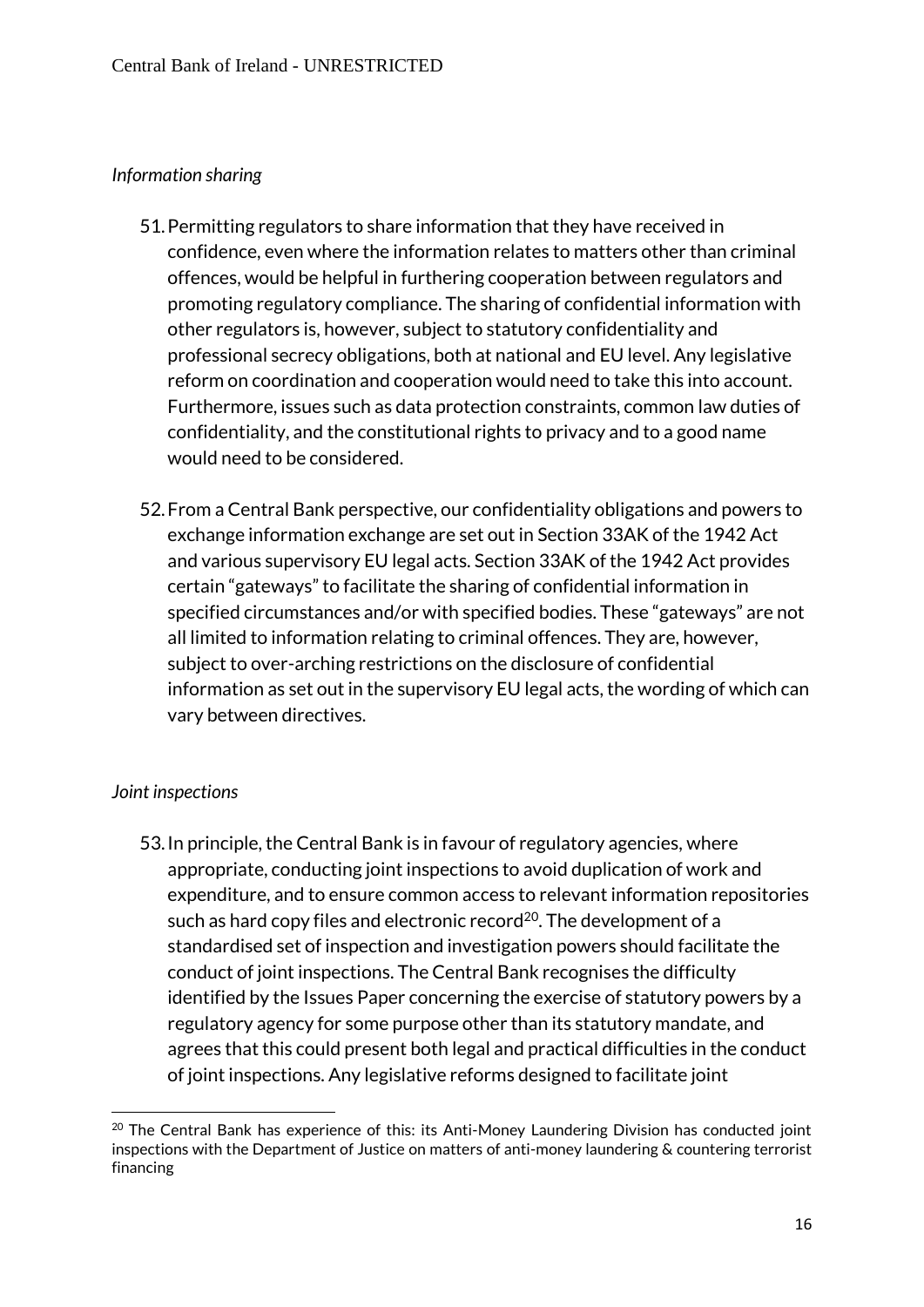*Information sharing*

51. Permitting regulators to share information that they have received in confidence, even where the information relates to matters other than criminal offences, would be helpful in furthering cooperation between regulators and promoting regulatory compliance. The sharing of confidential information with other regulators is, however, subject to statutory confidentiality and professional secrecy obligations, both at national and EU level. Any legislative reform on coordination and cooperation would need to take this into account. Furthermore, issues such as data protection constraints, common law duties of confidentiality, and the constitutional rights to privacy and to a good name would need to be considered.

52. From a Central Bank perspective, our confidentiality obligations and powers to exchange information exchange are set out in Section 33AK of the 1942 Act and various supervisory EU legal acts. Section 33AK of the 1942 Act provides certain "gateways" to facilitate the sharing of confidential information in specified circumstances and/or with specified bodies. These "gateways" are not all limited to information relating to criminal offences. They are, however, subject to over-arching restrictions on the disclosure of confidential information as set out in the supervisory EU legal acts, the wording of which can vary between directives.

*Joint inspections*

53. In principle, the Central Bank is in favour of regulatory agencies, where appropriate, conducting joint inspections to avoid duplication of work and expenditure, and to ensure common access to relevant information repositories such as hard copy files and electronic record[20]. The development of a standardised set of inspection and investigation powers should facilitate the conduct of joint inspections. The Central Bank recognises the difficulty identified by the Issues Paper concerning the exercise of statutory powers by a regulatory agency for some purpose other than its statutory mandate, and agrees that this could present both legal and practical difficulties in the conduct of joint inspections. Any legislative reforms designed to facilitate joint

[20] The Central Bank has experience of this: its Anti-Money Laundering Division has conducted joint inspections with the Department of Justice on matters of anti-money laundering & countering terrorist financing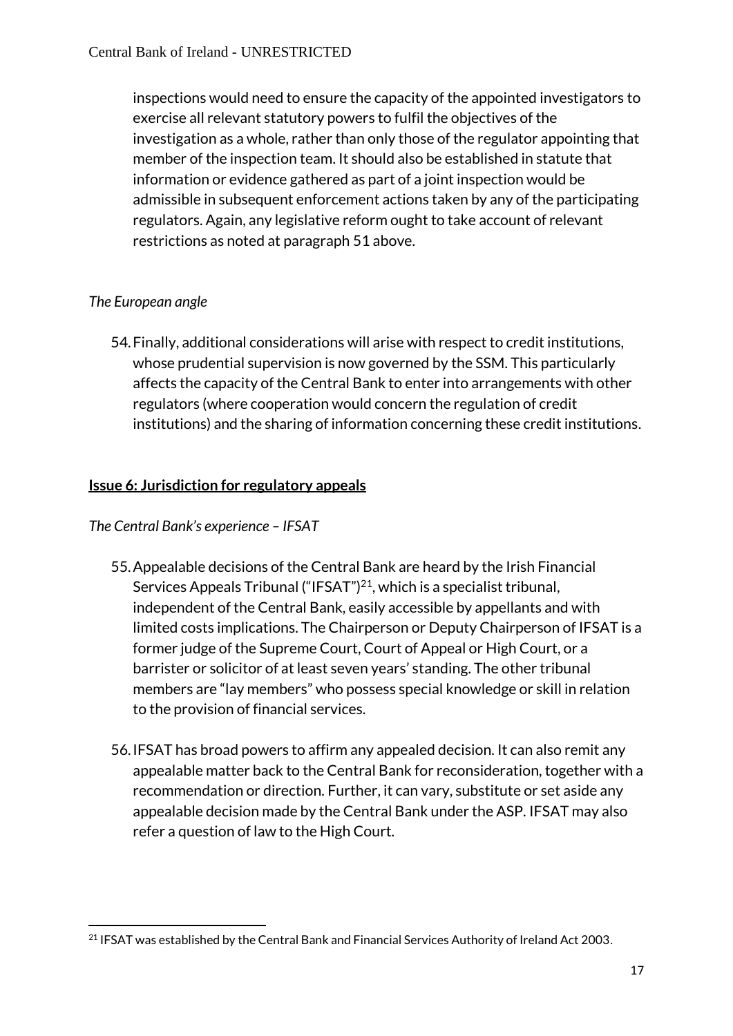inspections would need to ensure the capacity of the appointed investigators to exercise all relevant statutory powers to fulfil the objectives of the investigation as a whole, rather than only those of the regulator appointing that member of the inspection team. It should also be established in statute that information or evidence gathered as part of a joint inspection would be admissible in subsequent enforcement actions taken by any of the participating regulators. Again, any legislative reform ought to take account of relevant restrictions as noted at paragraph 51 above.

*The European angle*

54. Finally, additional considerations will arise with respect to credit institutions, whose prudential supervision is now governed by the SSM. This particularly affects the capacity of the Central Bank to enter into arrangements with other regulators (where cooperation would concern the regulation of credit institutions) and the sharing of information concerning these credit institutions.

**Issue 6: Jurisdiction for regulatory appeals**

*The Central Bank's experience – IFSAT*

55. Appealable decisions of the Central Bank are heard by the Irish Financial Services Appeals Tribunal ("IFSAT")[21], which is a specialist tribunal, independent of the Central Bank, easily accessible by appellants and with limited costs implications. The Chairperson or Deputy Chairperson of IFSAT is a former judge of the Supreme Court, Court of Appeal or High Court, or a barrister or solicitor of at least seven years' standing. The other tribunal members are "lay members" who possess special knowledge or skill in relation to the provision of financial services.

56. IFSAT has broad powers to affirm any appealed decision. It can also remit any appealable matter back to the Central Bank for reconsideration, together with a recommendation or direction. Further, it can vary, substitute or set aside any appealable decision made by the Central Bank under the ASP. IFSAT may also refer a question of law to the High Court.

---

[21] IFSAT was established by the Central Bank and Financial Services Authority of Ireland Act 2003.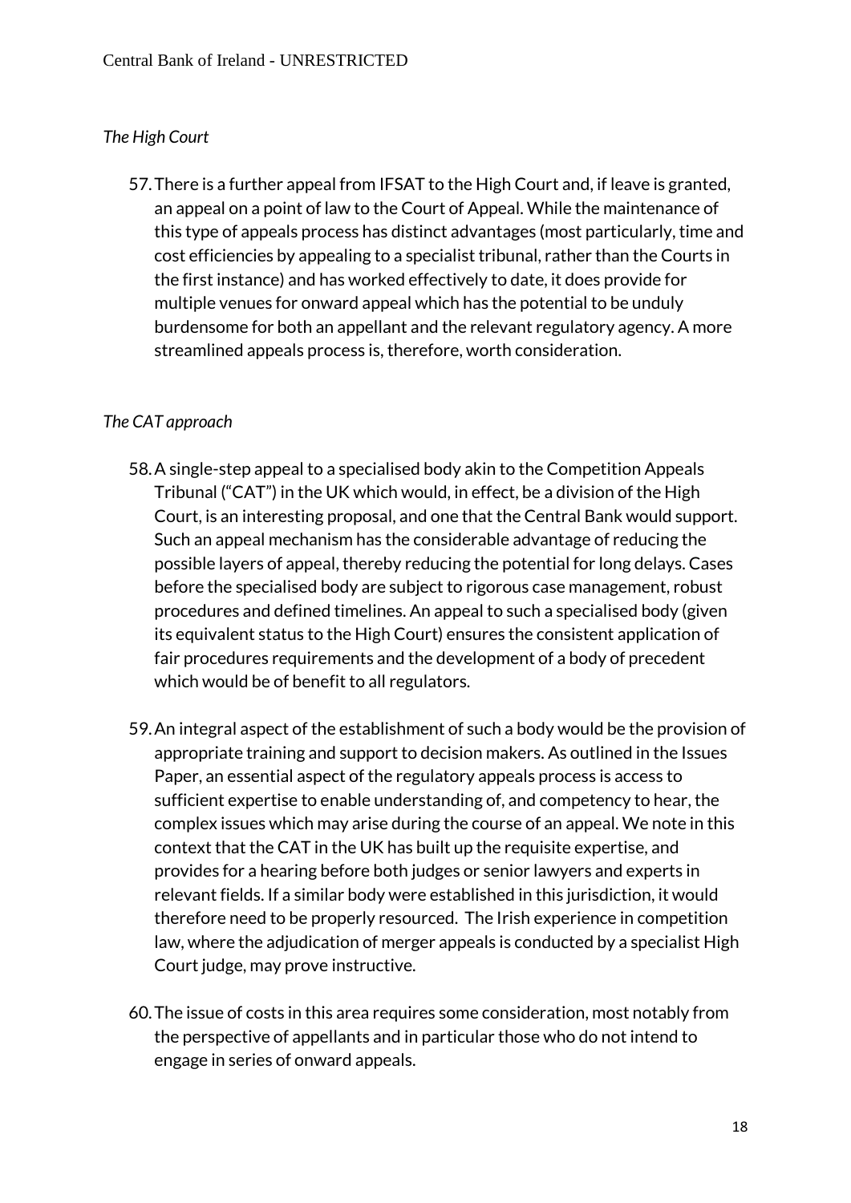*The High Court*

57. There is a further appeal from IFSAT to the High Court and, if leave is granted, an appeal on a point of law to the Court of Appeal. While the maintenance of this type of appeals process has distinct advantages (most particularly, time and cost efficiencies by appealing to a specialist tribunal, rather than the Courts in the first instance) and has worked effectively to date, it does provide for multiple venues for onward appeal which has the potential to be unduly burdensome for both an appellant and the relevant regulatory agency. A more streamlined appeals process is, therefore, worth consideration.

*The CAT approach*

58. A single-step appeal to a specialised body akin to the Competition Appeals Tribunal ("CAT") in the UK which would, in effect, be a division of the High Court, is an interesting proposal, and one that the Central Bank would support. Such an appeal mechanism has the considerable advantage of reducing the possible layers of appeal, thereby reducing the potential for long delays. Cases before the specialised body are subject to rigorous case management, robust procedures and defined timelines. An appeal to such a specialised body (given its equivalent status to the High Court) ensures the consistent application of fair procedures requirements and the development of a body of precedent which would be of benefit to all regulators.

59. An integral aspect of the establishment of such a body would be the provision of appropriate training and support to decision makers. As outlined in the Issues Paper, an essential aspect of the regulatory appeals process is access to sufficient expertise to enable understanding of, and competency to hear, the complex issues which may arise during the course of an appeal. We note in this context that the CAT in the UK has built up the requisite expertise, and provides for a hearing before both judges or senior lawyers and experts in relevant fields. If a similar body were established in this jurisdiction, it would therefore need to be properly resourced. The Irish experience in competition law, where the adjudication of merger appeals is conducted by a specialist High Court judge, may prove instructive.

60. The issue of costs in this area requires some consideration, most notably from the perspective of appellants and in particular those who do not intend to engage in series of onward appeals.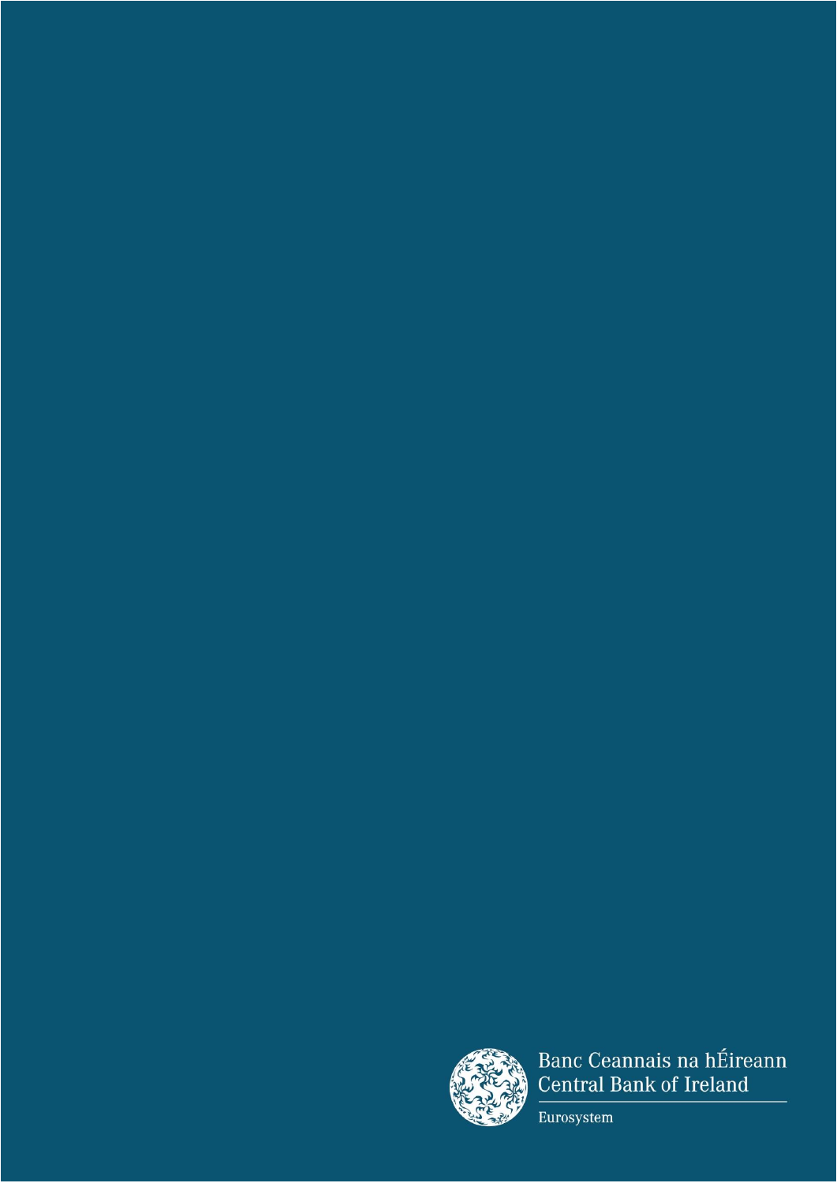Banc Ceannais na hÉireann
Central Bank of Ireland

Eurosystem